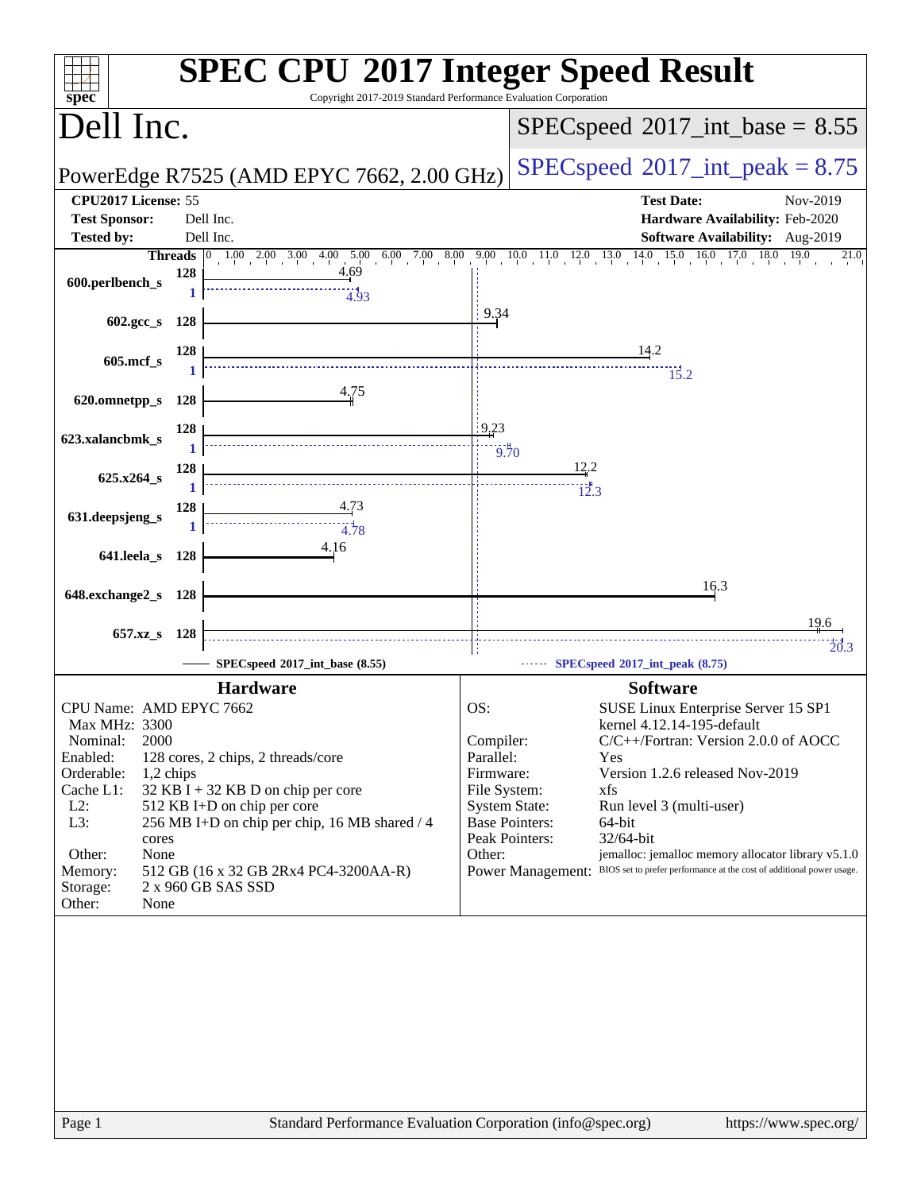# SPEC CPU 2017 Integer Speed Result

Copyright 2017-2019 Standard Performance Evaluation Corporation

## Dell Inc.

PowerEdge R7525 (AMD EPYC 7662, 2.00 GHz)

SPECspeed 2017_int_base = 8.55

SPECspeed 2017_int_peak = 8.75

| | | | |
|---|---|---|---|
| **CPU2017 License:** | 55 | **Test Date:** | Nov-2019 |
| **Test Sponsor:** | Dell Inc. | **Hardware Availability:** | Feb-2020 |
| **Tested by:** | Dell Inc. | **Software Availability:** | Aug-2019 |

| Benchmark | Threads | Base | Peak Threads | Peak |
|---|---|---|---|---|
| 600.perlbench_s | 128 | 4.69 | 1 | 4.93 |
| 602.gcc_s | 128 | 9.34 | | |
| 605.mcf_s | 128 | 14.2 | 1 | 15.2 |
| 620.omnetpp_s | 128 | 4.75 | | |
| 623.xalancbmk_s | 128 | 9.23 | 1 | 9.70 |
| 625.x264_s | 128 | 12.2 | 1 | 12.3 |
| 631.deepsjeng_s | 128 | 4.73 | 1 | 4.78 |
| 641.leela_s | 128 | 4.16 | | |
| 648.exchange2_s | 128 | 16.3 | | |
| 657.xz_s | 128 | 19.6 | | 20.3 |

SPECspeed 2017_int_base (8.55) — SPECspeed 2017_int_peak (8.75)

## Hardware

| | |
|---|---|
| CPU Name: | AMD EPYC 7662 |
| Max MHz: | 3300 |
| Nominal: | 2000 |
| Enabled: | 128 cores, 2 chips, 2 threads/core |
| Orderable: | 1,2 chips |
| Cache L1: | 32 KB I + 32 KB D on chip per core |
| L2: | 512 KB I+D on chip per core |
| L3: | 256 MB I+D on chip per chip, 16 MB shared / 4 cores |
| Other: | None |
| Memory: | 512 GB (16 x 32 GB 2Rx4 PC4-3200AA-R) |
| Storage: | 2 x 960 GB SAS SSD |
| Other: | None |

## Software

| | |
|---|---|
| OS: | SUSE Linux Enterprise Server 15 SP1 kernel 4.12.14-195-default |
| Compiler: | C/C++/Fortran: Version 2.0.0 of AOCC |
| Parallel: | Yes |
| Firmware: | Version 1.2.6 released Nov-2019 |
| File System: | xfs |
| System State: | Run level 3 (multi-user) |
| Base Pointers: | 64-bit |
| Peak Pointers: | 32/64-bit |
| Other: | jemalloc: jemalloc memory allocator library v5.1.0 |
| Power Management: | BIOS set to prefer performance at the cost of additional power usage. |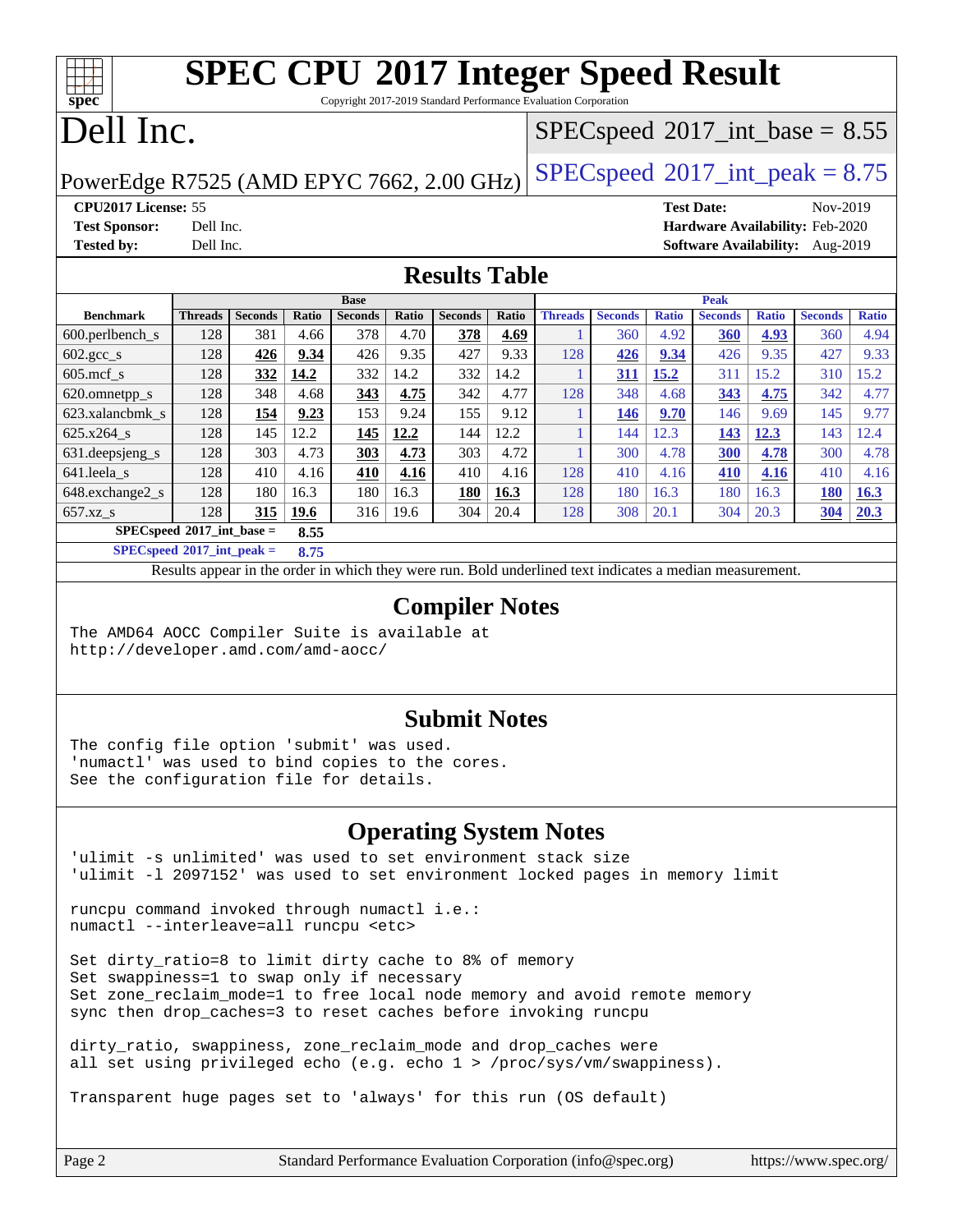# SPEC CPU 2017 Integer Speed Result

Copyright 2017-2019 Standard Performance Evaluation Corporation

# Dell Inc.

PowerEdge R7525 (AMD EPYC 7662, 2.00 GHz)

SPECspeed 2017_int_base = 8.55

SPECspeed 2017_int_peak = 8.75

**CPU2017 License:** 55
**Test Sponsor:** Dell Inc.
**Tested by:** Dell Inc.

**Test Date:** Nov-2019
**Hardware Availability:** Feb-2020
**Software Availability:** Aug-2019

## Results Table

| Benchmark | Base | | | | | | | Peak | | | | | | |
|---|---|---|---|---|---|---|---|---|---|---|---|---|---|---|
| | Threads | Seconds | Ratio | Seconds | Ratio | Seconds | Ratio | Threads | Seconds | Ratio | Seconds | Ratio | Seconds | Ratio |
| 600.perlbench_s | 128 | 381 | 4.66 | 378 | 4.70 | **378** | **4.69** | 1 | 360 | 4.92 | **360** | **4.93** | 360 | 4.94 |
| 602.gcc_s | 128 | **426** | **9.34** | 426 | 9.35 | 427 | 9.33 | 128 | **426** | **9.34** | 426 | 9.35 | 427 | 9.33 |
| 605.mcf_s | 128 | **332** | **14.2** | 332 | 14.2 | 332 | 14.2 | 1 | **311** | **15.2** | 311 | 15.2 | 310 | 15.2 |
| 620.omnetpp_s | 128 | 348 | 4.68 | **343** | **4.75** | 342 | 4.77 | 128 | 348 | 4.68 | **343** | **4.75** | 342 | 4.77 |
| 623.xalancbmk_s | 128 | **154** | **9.23** | 153 | 9.24 | 155 | 9.12 | 1 | **146** | **9.70** | 146 | 9.69 | 145 | 9.77 |
| 625.x264_s | 128 | 145 | 12.2 | **145** | **12.2** | 144 | 12.2 | 1 | 144 | 12.3 | **143** | **12.3** | 143 | 12.4 |
| 631.deepsjeng_s | 128 | 303 | 4.73 | **303** | **4.73** | 303 | 4.72 | 1 | 300 | 4.78 | **300** | **4.78** | 300 | 4.78 |
| 641.leela_s | 128 | 410 | 4.16 | **410** | **4.16** | 410 | 4.16 | 128 | 410 | 4.16 | **410** | **4.16** | 410 | 4.16 |
| 648.exchange2_s | 128 | 180 | 16.3 | 180 | 16.3 | **180** | **16.3** | 128 | 180 | 16.3 | 180 | 16.3 | **180** | **16.3** |
| 657.xz_s | 128 | **315** | **19.6** | 316 | 19.6 | 304 | 20.4 | 128 | 308 | 20.1 | 304 | 20.3 | **304** | **20.3** |

**SPECspeed 2017_int_base = 8.55**

**SPECspeed 2017_int_peak = 8.75**

Results appear in the order in which they were run. Bold underlined text indicates a median measurement.

## Compiler Notes

```
The AMD64 AOCC Compiler Suite is available at
http://developer.amd.com/amd-aocc/
```

## Submit Notes

```
The config file option 'submit' was used.
'numactl' was used to bind copies to the cores.
See the configuration file for details.
```

## Operating System Notes

```
'ulimit -s unlimited' was used to set environment stack size
'ulimit -l 2097152' was used to set environment locked pages in memory limit

runcpu command invoked through numactl i.e.:
numactl --interleave=all runcpu <etc>

Set dirty_ratio=8 to limit dirty cache to 8% of memory
Set swappiness=1 to swap only if necessary
Set zone_reclaim_mode=1 to free local node memory and avoid remote memory
sync then drop_caches=3 to reset caches before invoking runcpu

dirty_ratio, swappiness, zone_reclaim_mode and drop_caches were
all set using privileged echo (e.g. echo 1 > /proc/sys/vm/swappiness).

Transparent huge pages set to 'always' for this run (OS default)
```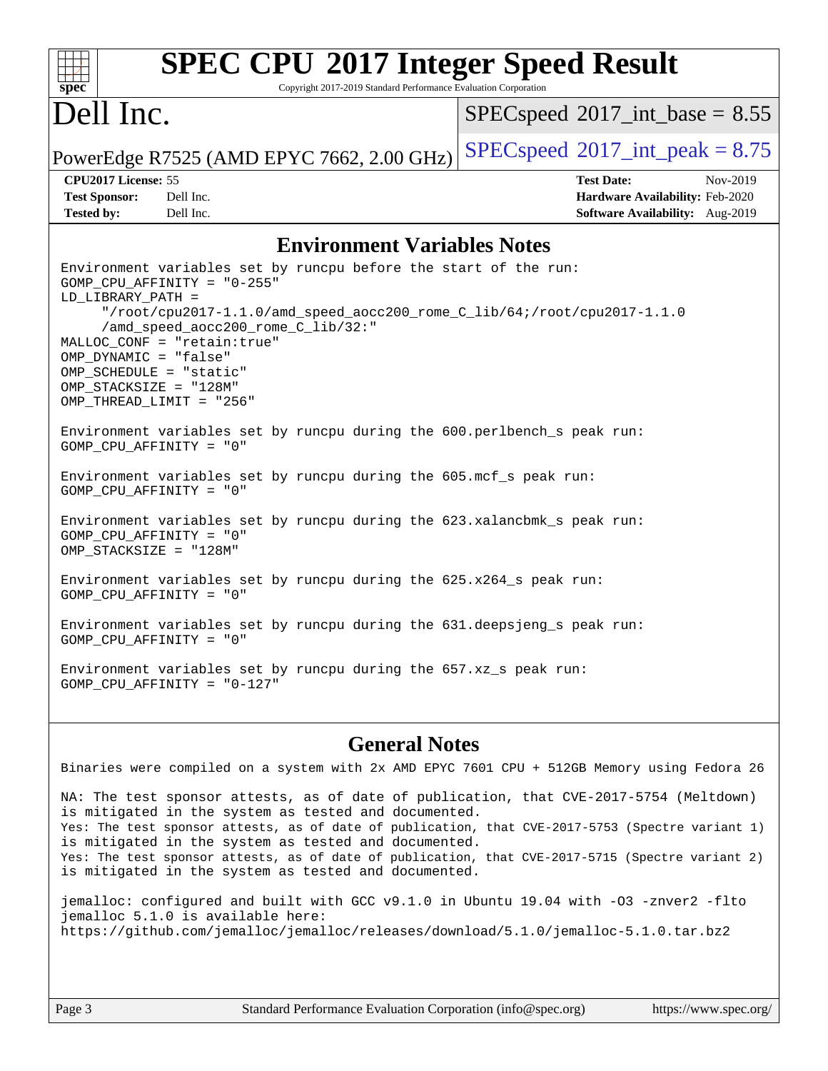## Environment Variables Notes

```
Environment variables set by runcpu before the start of the run:
GOMP_CPU_AFFINITY = "0-255"
LD_LIBRARY_PATH =
     "/root/cpu2017-1.1.0/amd_speed_aocc200_rome_C_lib/64;/root/cpu2017-1.1.0
     /amd_speed_aocc200_rome_C_lib/32:"
MALLOC_CONF = "retain:true"
OMP_DYNAMIC = "false"
OMP_SCHEDULE = "static"
OMP_STACKSIZE = "128M"
OMP_THREAD_LIMIT = "256"

Environment variables set by runcpu during the 600.perlbench_s peak run:
GOMP_CPU_AFFINITY = "0"

Environment variables set by runcpu during the 605.mcf_s peak run:
GOMP_CPU_AFFINITY = "0"

Environment variables set by runcpu during the 623.xalancbmk_s peak run:
GOMP_CPU_AFFINITY = "0"
OMP_STACKSIZE = "128M"

Environment variables set by runcpu during the 625.x264_s peak run:
GOMP_CPU_AFFINITY = "0"

Environment variables set by runcpu during the 631.deepsjeng_s peak run:
GOMP_CPU_AFFINITY = "0"

Environment variables set by runcpu during the 657.xz_s peak run:
GOMP_CPU_AFFINITY = "0-127"
```

## General Notes

```
Binaries were compiled on a system with 2x AMD EPYC 7601 CPU + 512GB Memory using Fedora 26

NA: The test sponsor attests, as of date of publication, that CVE-2017-5754 (Meltdown)
is mitigated in the system as tested and documented.
Yes: The test sponsor attests, as of date of publication, that CVE-2017-5753 (Spectre variant 1)
is mitigated in the system as tested and documented.
Yes: The test sponsor attests, as of date of publication, that CVE-2017-5715 (Spectre variant 2)
is mitigated in the system as tested and documented.

jemalloc: configured and built with GCC v9.1.0 in Ubuntu 19.04 with -O3 -znver2 -flto
jemalloc 5.1.0 is available here:
https://github.com/jemalloc/jemalloc/releases/download/5.1.0/jemalloc-5.1.0.tar.bz2
```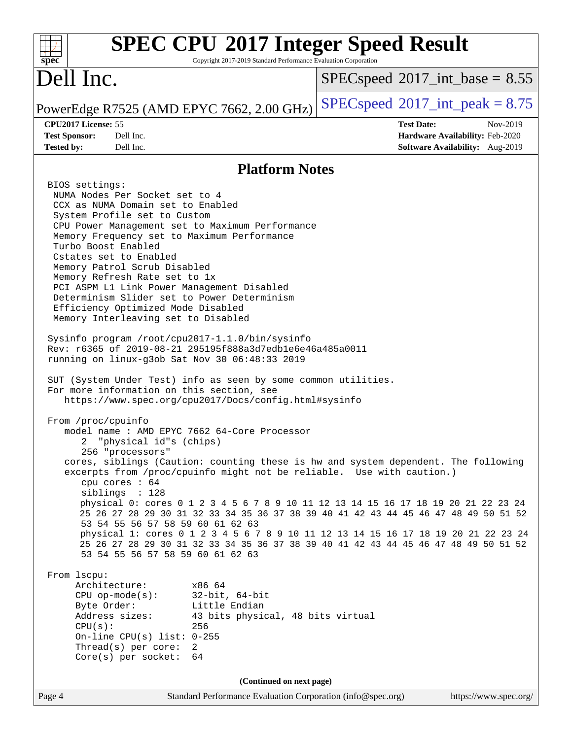## Platform Notes

```
BIOS settings:
 NUMA Nodes Per Socket set to 4
 CCX as NUMA Domain set to Enabled
 System Profile set to Custom
 CPU Power Management set to Maximum Performance
 Memory Frequency set to Maximum Performance
 Turbo Boost Enabled
 Cstates set to Enabled
 Memory Patrol Scrub Disabled
 Memory Refresh Rate set to 1x
 PCI ASPM L1 Link Power Management Disabled
 Determinism Slider set to Power Determinism
 Efficiency Optimized Mode Disabled
 Memory Interleaving set to Disabled

Sysinfo program /root/cpu2017-1.1.0/bin/sysinfo
Rev: r6365 of 2019-08-21 295195f888a3d7edb1e6e46a485a0011
running on linux-g3ob Sat Nov 30 06:48:33 2019

SUT (System Under Test) info as seen by some common utilities.
For more information on this section, see
   https://www.spec.org/cpu2017/Docs/config.html#sysinfo

From /proc/cpuinfo
   model name : AMD EPYC 7662 64-Core Processor
      2  "physical id"s (chips)
      256 "processors"
   cores, siblings (Caution: counting these is hw and system dependent. The following
   excerpts from /proc/cpuinfo might not be reliable.  Use with caution.)
      cpu cores : 64
      siblings  : 128
      physical 0: cores 0 1 2 3 4 5 6 7 8 9 10 11 12 13 14 15 16 17 18 19 20 21 22 23 24
      25 26 27 28 29 30 31 32 33 34 35 36 37 38 39 40 41 42 43 44 45 46 47 48 49 50 51 52
      53 54 55 56 57 58 59 60 61 62 63
      physical 1: cores 0 1 2 3 4 5 6 7 8 9 10 11 12 13 14 15 16 17 18 19 20 21 22 23 24
      25 26 27 28 29 30 31 32 33 34 35 36 37 38 39 40 41 42 43 44 45 46 47 48 49 50 51 52
      53 54 55 56 57 58 59 60 61 62 63

From lscpu:
     Architecture:          x86_64
     CPU op-mode(s):        32-bit, 64-bit
     Byte Order:            Little Endian
     Address sizes:         43 bits physical, 48 bits virtual
     CPU(s):                256
     On-line CPU(s) list: 0-255
     Thread(s) per core:  2
     Core(s) per socket:  64
```

**(Continued on next page)**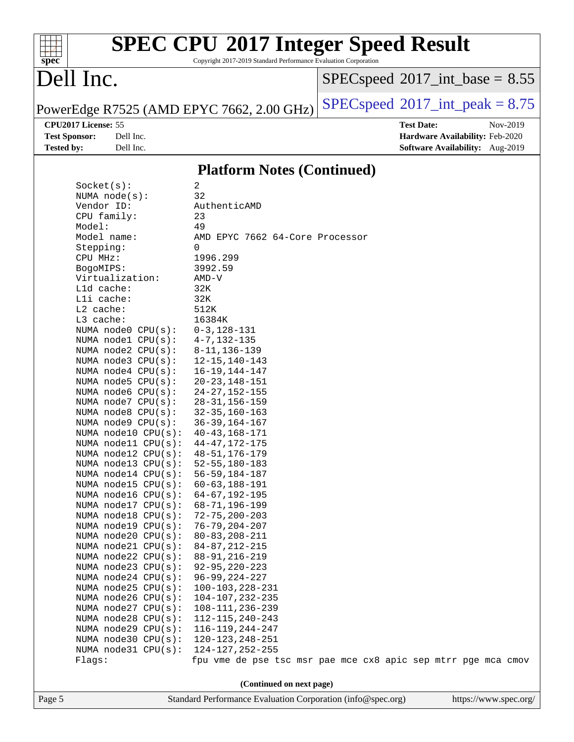## Platform Notes (Continued)

```
Socket(s):             2
NUMA node(s):          32
Vendor ID:             AuthenticAMD
CPU family:            23
Model:                 49
Model name:            AMD EPYC 7662 64-Core Processor
Stepping:              0
CPU MHz:               1996.299
BogoMIPS:              3992.59
Virtualization:        AMD-V
L1d cache:             32K
L1i cache:             32K
L2 cache:              512K
L3 cache:              16384K
NUMA node0 CPU(s):     0-3,128-131
NUMA node1 CPU(s):     4-7,132-135
NUMA node2 CPU(s):     8-11,136-139
NUMA node3 CPU(s):     12-15,140-143
NUMA node4 CPU(s):     16-19,144-147
NUMA node5 CPU(s):     20-23,148-151
NUMA node6 CPU(s):     24-27,152-155
NUMA node7 CPU(s):     28-31,156-159
NUMA node8 CPU(s):     32-35,160-163
NUMA node9 CPU(s):     36-39,164-167
NUMA node10 CPU(s):    40-43,168-171
NUMA node11 CPU(s):    44-47,172-175
NUMA node12 CPU(s):    48-51,176-179
NUMA node13 CPU(s):    52-55,180-183
NUMA node14 CPU(s):    56-59,184-187
NUMA node15 CPU(s):    60-63,188-191
NUMA node16 CPU(s):    64-67,192-195
NUMA node17 CPU(s):    68-71,196-199
NUMA node18 CPU(s):    72-75,200-203
NUMA node19 CPU(s):    76-79,204-207
NUMA node20 CPU(s):    80-83,208-211
NUMA node21 CPU(s):    84-87,212-215
NUMA node22 CPU(s):    88-91,216-219
NUMA node23 CPU(s):    92-95,220-223
NUMA node24 CPU(s):    96-99,224-227
NUMA node25 CPU(s):    100-103,228-231
NUMA node26 CPU(s):    104-107,232-235
NUMA node27 CPU(s):    108-111,236-239
NUMA node28 CPU(s):    112-115,240-243
NUMA node29 CPU(s):    116-119,244-247
NUMA node30 CPU(s):    120-123,248-251
NUMA node31 CPU(s):    124-127,252-255
Flags:                 fpu vme de pse tsc msr pae mce cx8 apic sep mtrr pge mca cmov
```

**(Continued on next page)**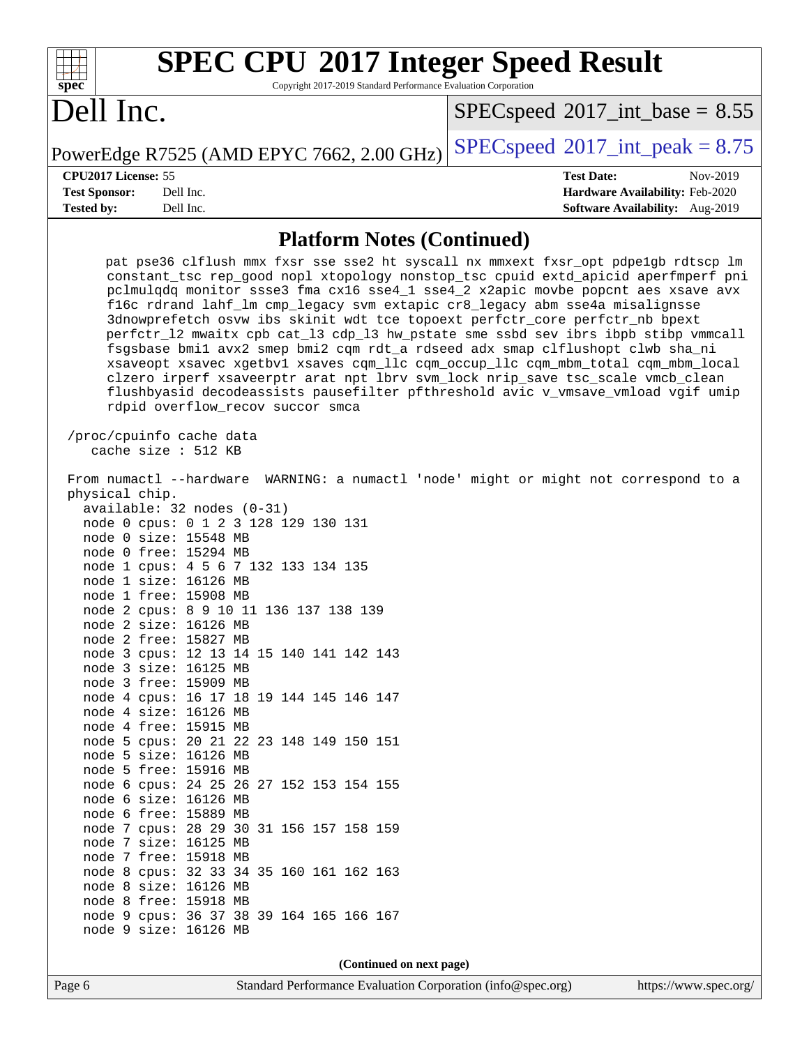## Platform Notes (Continued)

```
     pat pse36 clflush mmx fxsr sse sse2 ht syscall nx mmxext fxsr_opt pdpe1gb rdtscp lm
     constant_tsc rep_good nopl xtopology nonstop_tsc cpuid extd_apicid aperfmperf pni
     pclmulqdq monitor ssse3 fma cx16 sse4_1 sse4_2 x2apic movbe popcnt aes xsave avx
     f16c rdrand lahf_lm cmp_legacy svm extapic cr8_legacy abm sse4a misalignsse
     3dnowprefetch osvw ibs skinit wdt tce topoext perfctr_core perfctr_nb bpext
     perfctr_l2 mwaitx cpb cat_l3 cdp_l3 hw_pstate sme ssbd sev ibrs ibpb stibp vmmcall
     fsgsbase bmi1 avx2 smep bmi2 cqm rdt_a rdseed adx smap clflushopt clwb sha_ni
     xsaveopt xsavec xgetbv1 xsaves cqm_llc cqm_occup_llc cqm_mbm_total cqm_mbm_local
     clzero irperf xsaveerptr arat npt lbrv svm_lock nrip_save tsc_scale vmcb_clean
     flushbyasid decodeassists pausefilter pfthreshold avic v_vmsave_vmload vgif umip
     rdpid overflow_recov succor smca

 /proc/cpuinfo cache data
    cache size : 512 KB

 From numactl --hardware  WARNING: a numactl 'node' might or might not correspond to a
 physical chip.
   available: 32 nodes (0-31)
   node 0 cpus: 0 1 2 3 128 129 130 131
   node 0 size: 15548 MB
   node 0 free: 15294 MB
   node 1 cpus: 4 5 6 7 132 133 134 135
   node 1 size: 16126 MB
   node 1 free: 15908 MB
   node 2 cpus: 8 9 10 11 136 137 138 139
   node 2 size: 16126 MB
   node 2 free: 15827 MB
   node 3 cpus: 12 13 14 15 140 141 142 143
   node 3 size: 16125 MB
   node 3 free: 15909 MB
   node 4 cpus: 16 17 18 19 144 145 146 147
   node 4 size: 16126 MB
   node 4 free: 15915 MB
   node 5 cpus: 20 21 22 23 148 149 150 151
   node 5 size: 16126 MB
   node 5 free: 15916 MB
   node 6 cpus: 24 25 26 27 152 153 154 155
   node 6 size: 16126 MB
   node 6 free: 15889 MB
   node 7 cpus: 28 29 30 31 156 157 158 159
   node 7 size: 16125 MB
   node 7 free: 15918 MB
   node 8 cpus: 32 33 34 35 160 161 162 163
   node 8 size: 16126 MB
   node 8 free: 15918 MB
   node 9 cpus: 36 37 38 39 164 165 166 167
   node 9 size: 16126 MB
```

**(Continued on next page)**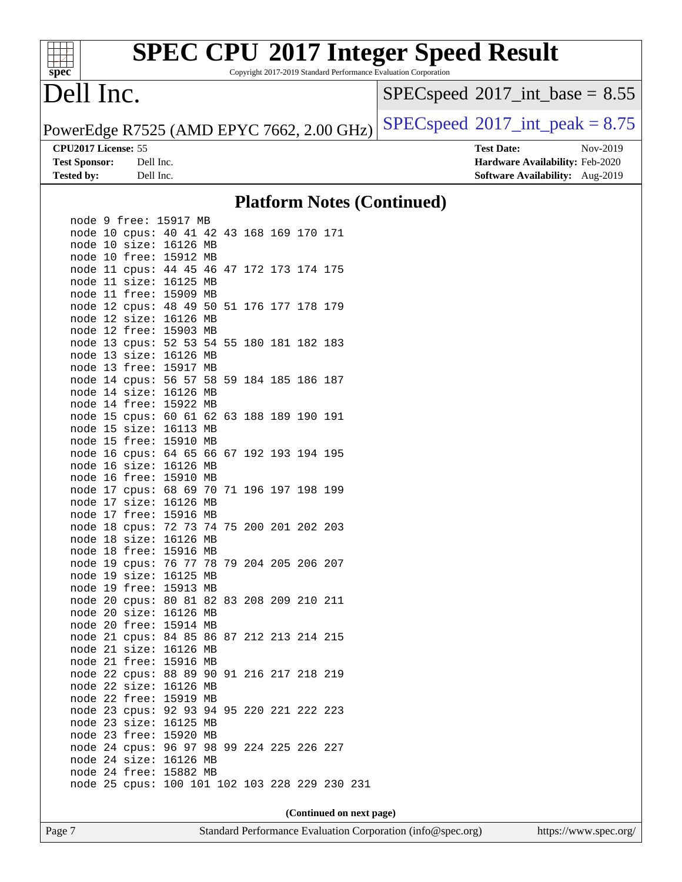## Platform Notes (Continued)

```
node 9 free: 15917 MB
node 10 cpus: 40 41 42 43 168 169 170 171
node 10 size: 16126 MB
node 10 free: 15912 MB
node 11 cpus: 44 45 46 47 172 173 174 175
node 11 size: 16125 MB
node 11 free: 15909 MB
node 12 cpus: 48 49 50 51 176 177 178 179
node 12 size: 16126 MB
node 12 free: 15903 MB
node 13 cpus: 52 53 54 55 180 181 182 183
node 13 size: 16126 MB
node 13 free: 15917 MB
node 14 cpus: 56 57 58 59 184 185 186 187
node 14 size: 16126 MB
node 14 free: 15922 MB
node 15 cpus: 60 61 62 63 188 189 190 191
node 15 size: 16113 MB
node 15 free: 15910 MB
node 16 cpus: 64 65 66 67 192 193 194 195
node 16 size: 16126 MB
node 16 free: 15910 MB
node 17 cpus: 68 69 70 71 196 197 198 199
node 17 size: 16126 MB
node 17 free: 15916 MB
node 18 cpus: 72 73 74 75 200 201 202 203
node 18 size: 16126 MB
node 18 free: 15916 MB
node 19 cpus: 76 77 78 79 204 205 206 207
node 19 size: 16125 MB
node 19 free: 15913 MB
node 20 cpus: 80 81 82 83 208 209 210 211
node 20 size: 16126 MB
node 20 free: 15914 MB
node 21 cpus: 84 85 86 87 212 213 214 215
node 21 size: 16126 MB
node 21 free: 15916 MB
node 22 cpus: 88 89 90 91 216 217 218 219
node 22 size: 16126 MB
node 22 free: 15919 MB
node 23 cpus: 92 93 94 95 220 221 222 223
node 23 size: 16125 MB
node 23 free: 15920 MB
node 24 cpus: 96 97 98 99 224 225 226 227
node 24 size: 16126 MB
node 24 free: 15882 MB
node 25 cpus: 100 101 102 103 228 229 230 231
```

**(Continued on next page)**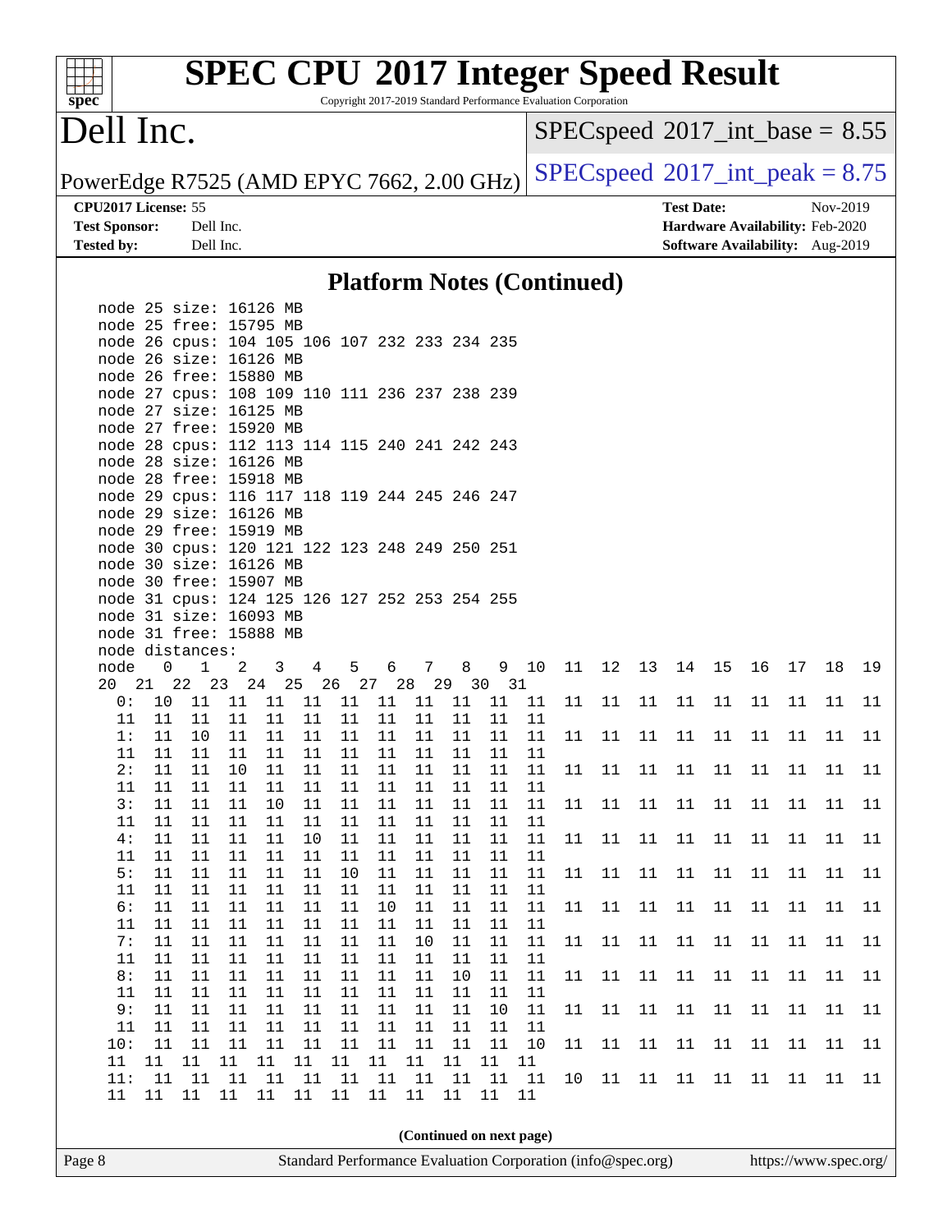# SPEC CPU 2017 Integer Speed Result

Copyright 2017-2019 Standard Performance Evaluation Corporation

## Dell Inc.

PowerEdge R7525 (AMD EPYC 7662, 2.00 GHz)

SPECspeed 2017_int_base = 8.55

SPECspeed 2017_int_peak = 8.75

**CPU2017 License:** 55
**Test Sponsor:** Dell Inc.
**Tested by:** Dell Inc.

**Test Date:** Nov-2019
**Hardware Availability:** Feb-2020
**Software Availability:** Aug-2019

### Platform Notes (Continued)

```
    node 25 size: 16126 MB
    node 25 free: 15795 MB
    node 26 cpus: 104 105 106 107 232 233 234 235
    node 26 size: 16126 MB
    node 26 free: 15880 MB
    node 27 cpus: 108 109 110 111 236 237 238 239
    node 27 size: 16125 MB
    node 27 free: 15920 MB
    node 28 cpus: 112 113 114 115 240 241 242 243
    node 28 size: 16126 MB
    node 28 free: 15918 MB
    node 29 cpus: 116 117 118 119 244 245 246 247
    node 29 size: 16126 MB
    node 29 free: 15919 MB
    node 30 cpus: 120 121 122 123 248 249 250 251
    node 30 size: 16126 MB
    node 30 free: 15907 MB
    node 31 cpus: 124 125 126 127 252 253 254 255
    node 31 size: 16093 MB
    node 31 free: 15888 MB
    node distances:
    node   0   1   2   3   4   5   6   7   8   9  10  11  12  13  14  15  16  17  18  19
    20  21  22  23  24  25  26  27  28  29  30  31
      0:  10  11  11  11  11  11  11  11  11  11  11  11  11  11  11  11  11  11  11  11
      11  11  11  11  11  11  11  11  11  11  11  11
      1:  11  10  11  11  11  11  11  11  11  11  11  11  11  11  11  11  11  11  11  11
      11  11  11  11  11  11  11  11  11  11  11  11
      2:  11  11  10  11  11  11  11  11  11  11  11  11  11  11  11  11  11  11  11  11
      11  11  11  11  11  11  11  11  11  11  11  11
      3:  11  11  11  10  11  11  11  11  11  11  11  11  11  11  11  11  11  11  11  11
      11  11  11  11  11  11  11  11  11  11  11  11
      4:  11  11  11  11  10  11  11  11  11  11  11  11  11  11  11  11  11  11  11  11
      11  11  11  11  11  11  11  11  11  11  11  11
      5:  11  11  11  11  11  10  11  11  11  11  11  11  11  11  11  11  11  11  11  11
      11  11  11  11  11  11  11  11  11  11  11  11
      6:  11  11  11  11  11  11  10  11  11  11  11  11  11  11  11  11  11  11  11  11
      11  11  11  11  11  11  11  11  11  11  11  11
      7:  11  11  11  11  11  11  11  10  11  11  11  11  11  11  11  11  11  11  11  11
      11  11  11  11  11  11  11  11  11  11  11  11
      8:  11  11  11  11  11  11  11  11  10  11  11  11  11  11  11  11  11  11  11  11
      11  11  11  11  11  11  11  11  11  11  11  11
      9:  11  11  11  11  11  11  11  11  11  10  11  11  11  11  11  11  11  11  11  11
      11  11  11  11  11  11  11  11  11  11  11  11
     10:  11  11  11  11  11  11  11  11  11  11  10  11  11  11  11  11  11  11  11  11
      11  11  11  11  11  11  11  11  11  11  11  11
     11:  11  11  11  11  11  11  11  11  11  11  11  10  11  11  11  11  11  11  11  11
      11  11  11  11  11  11  11  11  11  11  11  11
```

(Continued on next page)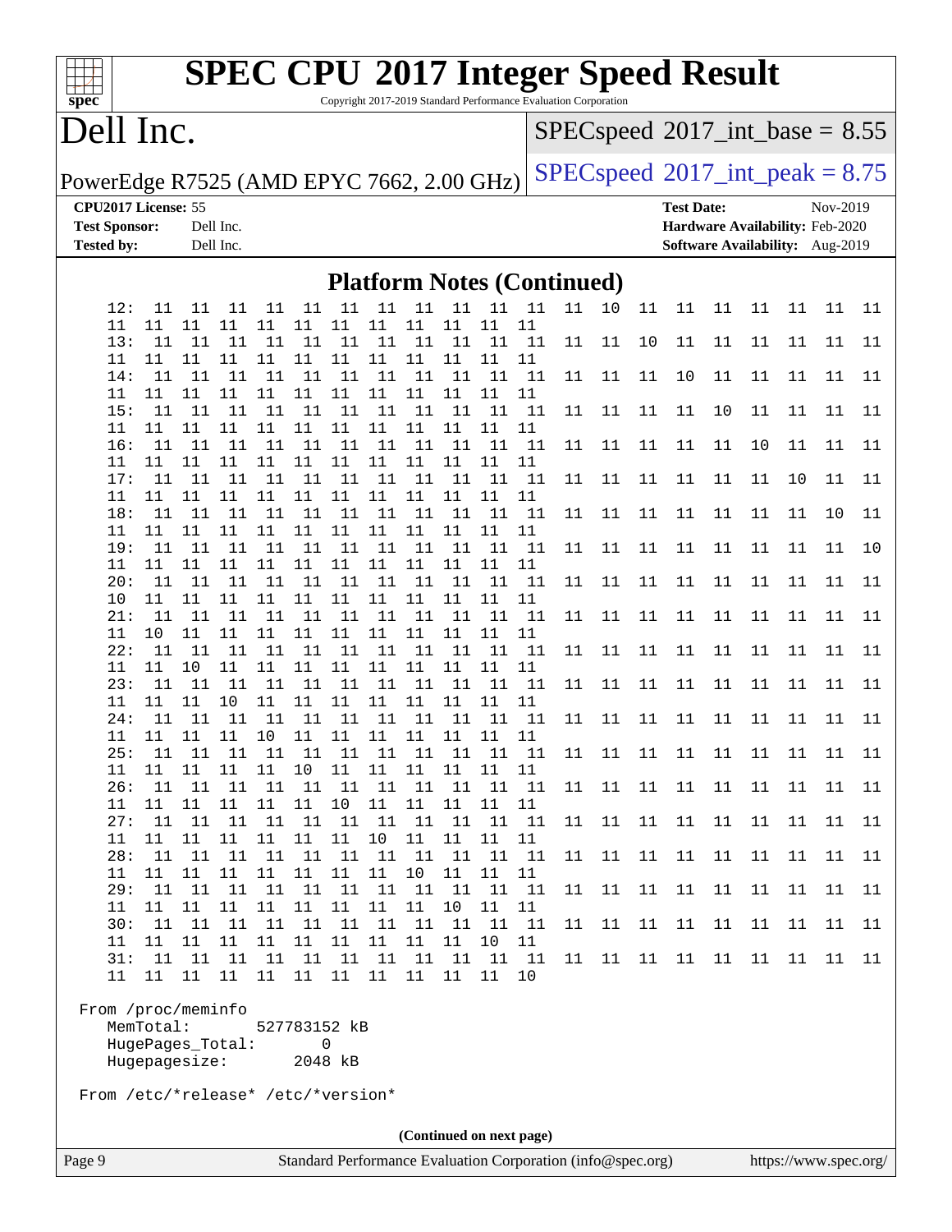## Platform Notes (Continued)

```
    12:  11  11  11  11  11  11  11  11  11  11  11  11  10  11  11  11  11  11  11  11
11  11  11  11  11  11  11  11  11  11  11  11
    13:  11  11  11  11  11  11  11  11  11  11  11  11  11  10  11  11  11  11  11  11
11  11  11  11  11  11  11  11  11  11  11  11
    14:  11  11  11  11  11  11  11  11  11  11  11  11  11  11  10  11  11  11  11  11
11  11  11  11  11  11  11  11  11  11  11  11
    15:  11  11  11  11  11  11  11  11  11  11  11  11  11  11  11  10  11  11  11  11
11  11  11  11  11  11  11  11  11  11  11  11
    16:  11  11  11  11  11  11  11  11  11  11  11  11  11  11  11  11  10  11  11  11
11  11  11  11  11  11  11  11  11  11  11  11
    17:  11  11  11  11  11  11  11  11  11  11  11  11  11  11  11  11  11  10  11  11
11  11  11  11  11  11  11  11  11  11  11  11
    18:  11  11  11  11  11  11  11  11  11  11  11  11  11  11  11  11  11  11  10  11
11  11  11  11  11  11  11  11  11  11  11  11
    19:  11  11  11  11  11  11  11  11  11  11  11  11  11  11  11  11  11  11  11  10
11  11  11  11  11  11  11  11  11  11  11  11
    20:  11  11  11  11  11  11  11  11  11  11  11  11  11  11  11  11  11  11  11  11
10  11  11  11  11  11  11  11  11  11  11  11
    21:  11  11  11  11  11  11  11  11  11  11  11  11  11  11  11  11  11  11  11  11
11  10  11  11  11  11  11  11  11  11  11  11
    22:  11  11  11  11  11  11  11  11  11  11  11  11  11  11  11  11  11  11  11  11
11  11  10  11  11  11  11  11  11  11  11  11
    23:  11  11  11  11  11  11  11  11  11  11  11  11  11  11  11  11  11  11  11  11
11  11  11  10  11  11  11  11  11  11  11  11
    24:  11  11  11  11  11  11  11  11  11  11  11  11  11  11  11  11  11  11  11  11
11  11  11  11  10  11  11  11  11  11  11  11
    25:  11  11  11  11  11  11  11  11  11  11  11  11  11  11  11  11  11  11  11  11
11  11  11  11  11  10  11  11  11  11  11  11
    26:  11  11  11  11  11  11  11  11  11  11  11  11  11  11  11  11  11  11  11  11
11  11  11  11  11  11  10  11  11  11  11  11
    27:  11  11  11  11  11  11  11  11  11  11  11  11  11  11  11  11  11  11  11  11
11  11  11  11  11  11  11  10  11  11  11  11
    28:  11  11  11  11  11  11  11  11  11  11  11  11  11  11  11  11  11  11  11  11
11  11  11  11  11  11  11  11  10  11  11  11
    29:  11  11  11  11  11  11  11  11  11  11  11  11  11  11  11  11  11  11  11  11
11  11  11  11  11  11  11  11  11  10  11  11
    30:  11  11  11  11  11  11  11  11  11  11  11  11  11  11  11  11  11  11  11  11
11  11  11  11  11  11  11  11  11  11  10  11
    31:  11  11  11  11  11  11  11  11  11  11  11  11  11  11  11  11  11  11  11  11
11  11  11  11  11  11  11  11  11  11  11  10

From /proc/meminfo
    MemTotal:       527783152 kB
    HugePages_Total:       0
    Hugepagesize:       2048 kB

From /etc/*release* /etc/*version*
```

(Continued on next page)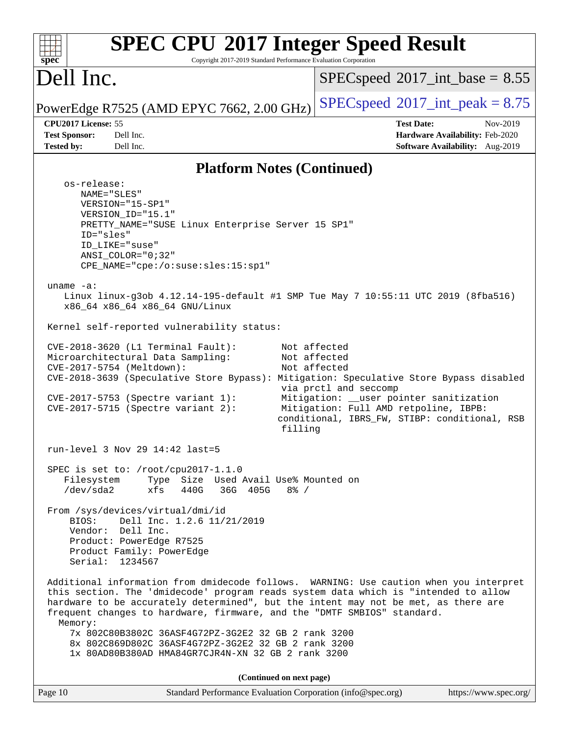## Platform Notes (Continued)

```
    os-release:
       NAME="SLES"
       VERSION="15-SP1"
       VERSION_ID="15.1"
       PRETTY_NAME="SUSE Linux Enterprise Server 15 SP1"
       ID="sles"
       ID_LIKE="suse"
       ANSI_COLOR="0;32"
       CPE_NAME="cpe:/o:suse:sles:15:sp1"

 uname -a:
    Linux linux-g3ob 4.12.14-195-default #1 SMP Tue May 7 10:55:11 UTC 2019 (8fba516)
    x86_64 x86_64 x86_64 GNU/Linux

 Kernel self-reported vulnerability status:

 CVE-2018-3620 (L1 Terminal Fault):        Not affected
 Microarchitectural Data Sampling:         Not affected
 CVE-2017-5754 (Meltdown):                 Not affected
 CVE-2018-3639 (Speculative Store Bypass): Mitigation: Speculative Store Bypass disabled
                                           via prctl and seccomp
 CVE-2017-5753 (Spectre variant 1):        Mitigation: __user pointer sanitization
 CVE-2017-5715 (Spectre variant 2):        Mitigation: Full AMD retpoline, IBPB:
                                          conditional, IBRS_FW, STIBP: conditional, RSB
                                           filling

 run-level 3 Nov 29 14:42 last=5

 SPEC is set to: /root/cpu2017-1.1.0
    Filesystem     Type  Size  Used Avail Use% Mounted on
    /dev/sda2      xfs   440G   36G  405G   8% /

 From /sys/devices/virtual/dmi/id
     BIOS:    Dell Inc. 1.2.6 11/21/2019
     Vendor:  Dell Inc.
     Product: PowerEdge R7525
     Product Family: PowerEdge
     Serial:  1234567

 Additional information from dmidecode follows.  WARNING: Use caution when you interpret
 this section. The 'dmidecode' program reads system data which is "intended to allow
 hardware to be accurately determined", but the intent may not be met, as there are
 frequent changes to hardware, firmware, and the "DMTF SMBIOS" standard.
   Memory:
     7x 802C80B3802C 36ASF4G72PZ-3G2E2 32 GB 2 rank 3200
     8x 802C869D802C 36ASF4G72PZ-3G2E2 32 GB 2 rank 3200
     1x 80AD80B380AD HMA84GR7CJR4N-XN 32 GB 2 rank 3200
```

(Continued on next page)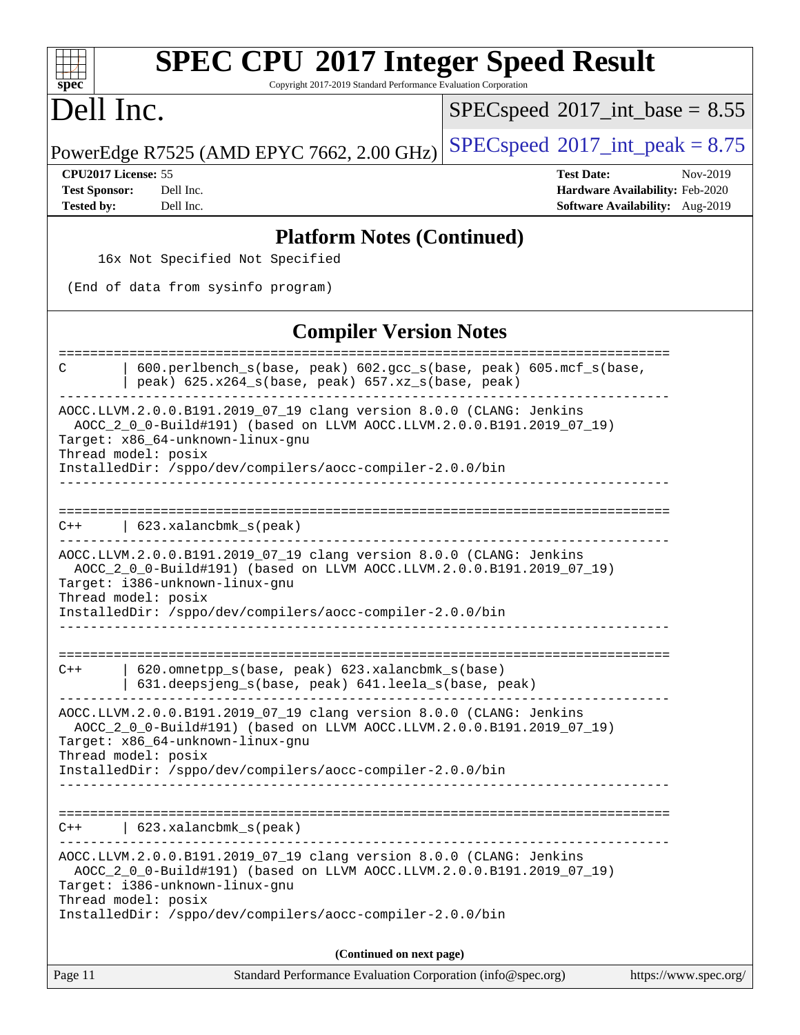# SPEC CPU 2017 Integer Speed Result

Copyright 2017-2019 Standard Performance Evaluation Corporation

# Dell Inc.

PowerEdge R7525 (AMD EPYC 7662, 2.00 GHz)

SPECspeed 2017_int_base = 8.55

SPECspeed 2017_int_peak = 8.75

**CPU2017 License:** 55
**Test Sponsor:** Dell Inc.
**Tested by:** Dell Inc.

**Test Date:** Nov-2019
**Hardware Availability:** Feb-2020
**Software Availability:** Aug-2019

## Platform Notes (Continued)

```
     16x Not Specified Not Specified

 (End of data from sysinfo program)
```

## Compiler Version Notes

```
==============================================================================
C        | 600.perlbench_s(base, peak) 602.gcc_s(base, peak) 605.mcf_s(base,
         | peak) 625.x264_s(base, peak) 657.xz_s(base, peak)
------------------------------------------------------------------------------
AOCC.LLVM.2.0.0.B191.2019_07_19 clang version 8.0.0 (CLANG: Jenkins
  AOCC_2_0_0-Build#191) (based on LLVM AOCC.LLVM.2.0.0.B191.2019_07_19)
Target: x86_64-unknown-linux-gnu
Thread model: posix
InstalledDir: /sppo/dev/compilers/aocc-compiler-2.0.0/bin
------------------------------------------------------------------------------

==============================================================================
C++      | 623.xalancbmk_s(peak)
------------------------------------------------------------------------------
AOCC.LLVM.2.0.0.B191.2019_07_19 clang version 8.0.0 (CLANG: Jenkins
  AOCC_2_0_0-Build#191) (based on LLVM AOCC.LLVM.2.0.0.B191.2019_07_19)
Target: i386-unknown-linux-gnu
Thread model: posix
InstalledDir: /sppo/dev/compilers/aocc-compiler-2.0.0/bin
------------------------------------------------------------------------------

==============================================================================
C++      | 620.omnetpp_s(base, peak) 623.xalancbmk_s(base)
         | 631.deepsjeng_s(base, peak) 641.leela_s(base, peak)
------------------------------------------------------------------------------
AOCC.LLVM.2.0.0.B191.2019_07_19 clang version 8.0.0 (CLANG: Jenkins
  AOCC_2_0_0-Build#191) (based on LLVM AOCC.LLVM.2.0.0.B191.2019_07_19)
Target: x86_64-unknown-linux-gnu
Thread model: posix
InstalledDir: /sppo/dev/compilers/aocc-compiler-2.0.0/bin
------------------------------------------------------------------------------

==============================================================================
C++      | 623.xalancbmk_s(peak)
------------------------------------------------------------------------------
AOCC.LLVM.2.0.0.B191.2019_07_19 clang version 8.0.0 (CLANG: Jenkins
  AOCC_2_0_0-Build#191) (based on LLVM AOCC.LLVM.2.0.0.B191.2019_07_19)
Target: i386-unknown-linux-gnu
Thread model: posix
InstalledDir: /sppo/dev/compilers/aocc-compiler-2.0.0/bin
```

(Continued on next page)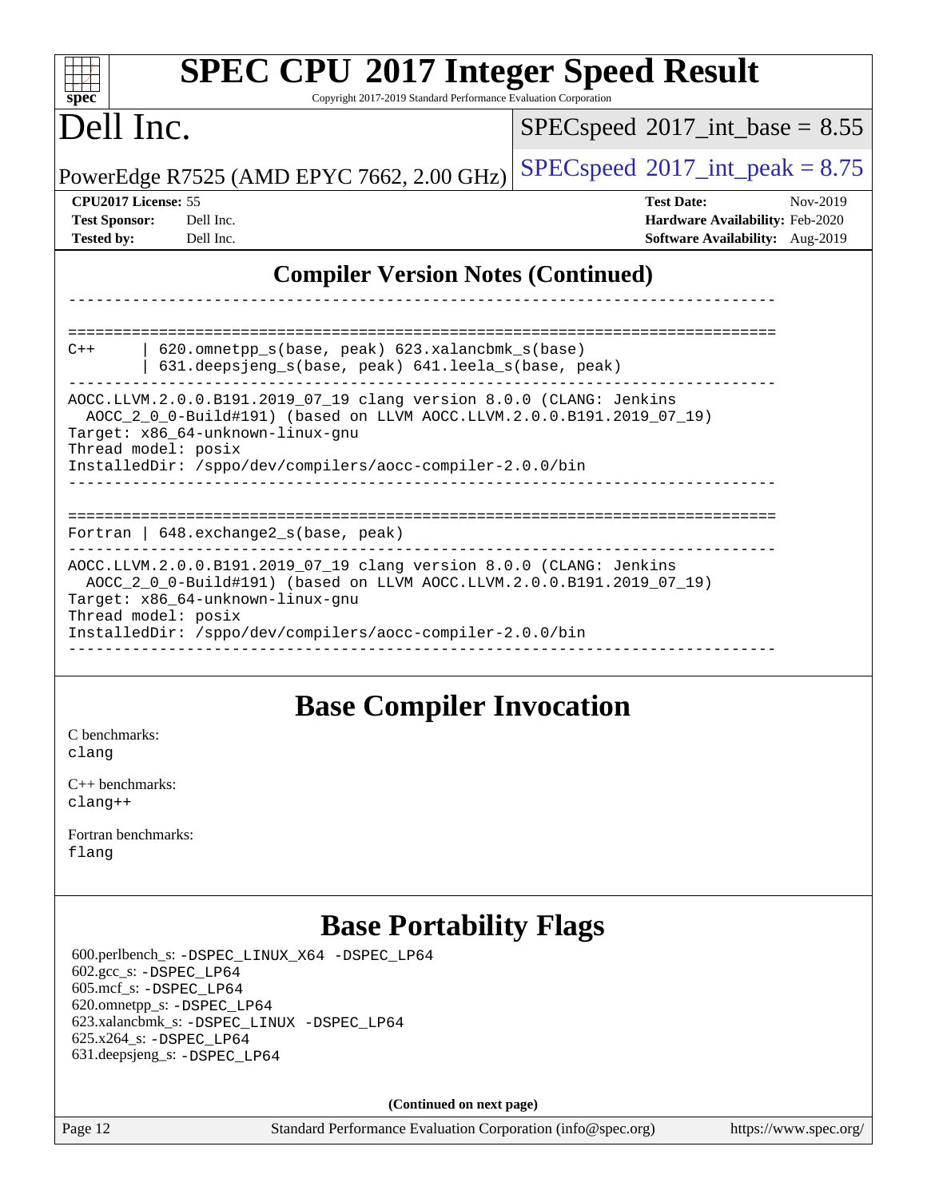## Compiler Version Notes (Continued)

```
------------------------------------------------------------------------------

==============================================================================
C++      | 620.omnetpp_s(base, peak) 623.xalancbmk_s(base)
         | 631.deepsjeng_s(base, peak) 641.leela_s(base, peak)
------------------------------------------------------------------------------
AOCC.LLVM.2.0.0.B191.2019_07_19 clang version 8.0.0 (CLANG: Jenkins
  AOCC_2_0_0-Build#191) (based on LLVM AOCC.LLVM.2.0.0.B191.2019_07_19)
Target: x86_64-unknown-linux-gnu
Thread model: posix
InstalledDir: /sppo/dev/compilers/aocc-compiler-2.0.0/bin
------------------------------------------------------------------------------

==============================================================================
Fortran | 648.exchange2_s(base, peak)
------------------------------------------------------------------------------
AOCC.LLVM.2.0.0.B191.2019_07_19 clang version 8.0.0 (CLANG: Jenkins
  AOCC_2_0_0-Build#191) (based on LLVM AOCC.LLVM.2.0.0.B191.2019_07_19)
Target: x86_64-unknown-linux-gnu
Thread model: posix
InstalledDir: /sppo/dev/compilers/aocc-compiler-2.0.0/bin
------------------------------------------------------------------------------
```

## Base Compiler Invocation

C benchmarks:
clang

C++ benchmarks:
clang++

Fortran benchmarks:
flang

## Base Portability Flags

600.perlbench_s: -DSPEC_LINUX_X64 -DSPEC_LP64
602.gcc_s: -DSPEC_LP64
605.mcf_s: -DSPEC_LP64
620.omnetpp_s: -DSPEC_LP64
623.xalancbmk_s: -DSPEC_LINUX -DSPEC_LP64
625.x264_s: -DSPEC_LP64
631.deepsjeng_s: -DSPEC_LP64

**(Continued on next page)**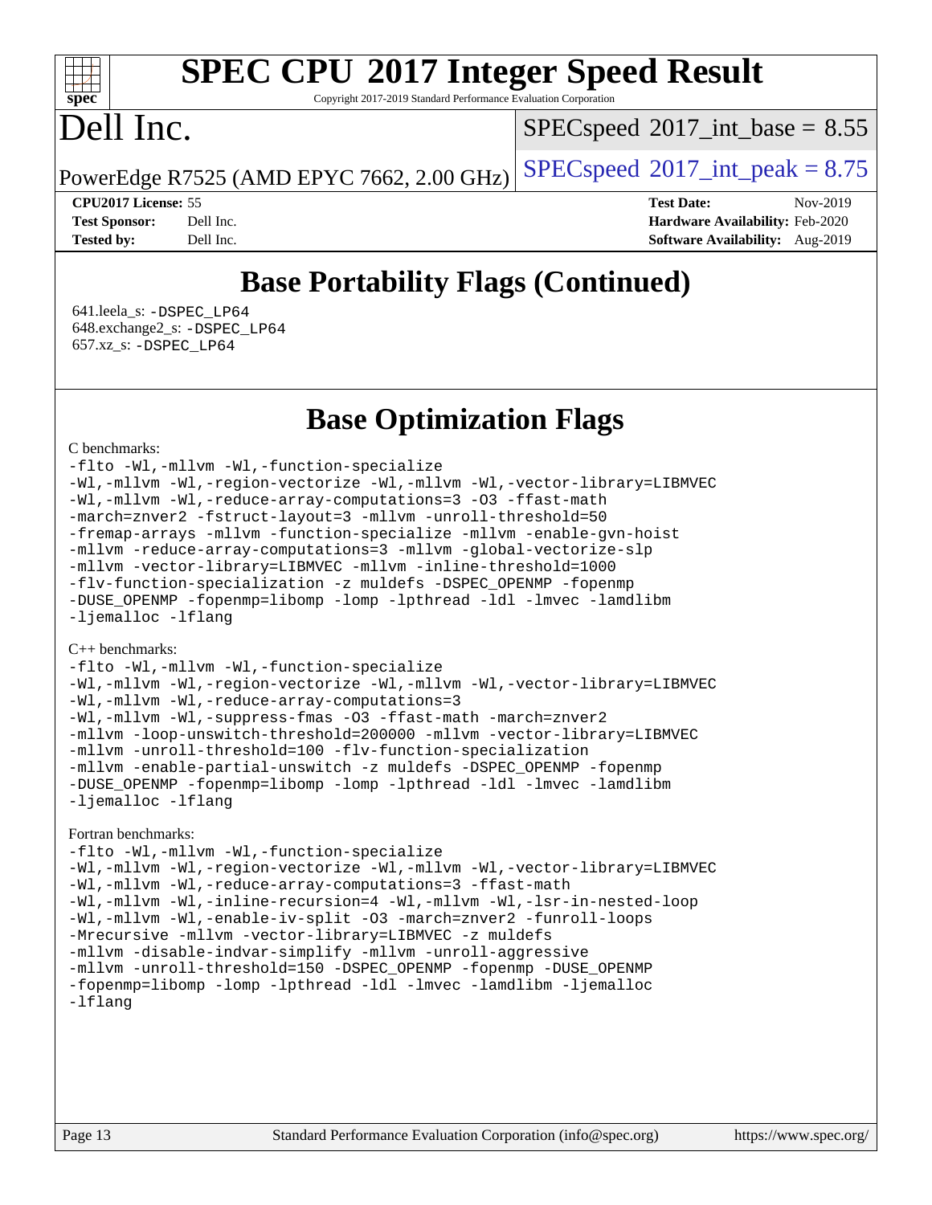# SPEC CPU 2017 Integer Speed Result

Copyright 2017-2019 Standard Performance Evaluation Corporation

# Dell Inc.

PowerEdge R7525 (AMD EPYC 7662, 2.00 GHz)

SPECspeed 2017_int_base = 8.55

SPECspeed 2017_int_peak = 8.75

**CPU2017 License:** 55
**Test Sponsor:** Dell Inc.
**Tested by:** Dell Inc.

**Test Date:** Nov-2019
**Hardware Availability:** Feb-2020
**Software Availability:** Aug-2019

## Base Portability Flags (Continued)

641.leela_s: -DSPEC_LP64
648.exchange2_s: -DSPEC_LP64
657.xz_s: -DSPEC_LP64

## Base Optimization Flags

C benchmarks:

```
-flto -Wl,-mllvm -Wl,-function-specialize
-Wl,-mllvm -Wl,-region-vectorize -Wl,-mllvm -Wl,-vector-library=LIBMVEC
-Wl,-mllvm -Wl,-reduce-array-computations=3 -O3 -ffast-math
-march=znver2 -fstruct-layout=3 -mllvm -unroll-threshold=50
-fremap-arrays -mllvm -function-specialize -mllvm -enable-gvn-hoist
-mllvm -reduce-array-computations=3 -mllvm -global-vectorize-slp
-mllvm -vector-library=LIBMVEC -mllvm -inline-threshold=1000
-flv-function-specialization -z muldefs -DSPEC_OPENMP -fopenmp
-DUSE_OPENMP -fopenmp=libomp -lomp -lpthread -ldl -lmvec -lamdlibm
-ljemalloc -lflang
```

C++ benchmarks:

```
-flto -Wl,-mllvm -Wl,-function-specialize
-Wl,-mllvm -Wl,-region-vectorize -Wl,-mllvm -Wl,-vector-library=LIBMVEC
-Wl,-mllvm -Wl,-reduce-array-computations=3
-Wl,-mllvm -Wl,-suppress-fmas -O3 -ffast-math -march=znver2
-mllvm -loop-unswitch-threshold=200000 -mllvm -vector-library=LIBMVEC
-mllvm -unroll-threshold=100 -flv-function-specialization
-mllvm -enable-partial-unswitch -z muldefs -DSPEC_OPENMP -fopenmp
-DUSE_OPENMP -fopenmp=libomp -lomp -lpthread -ldl -lmvec -lamdlibm
-ljemalloc -lflang
```

Fortran benchmarks:

```
-flto -Wl,-mllvm -Wl,-function-specialize
-Wl,-mllvm -Wl,-region-vectorize -Wl,-mllvm -Wl,-vector-library=LIBMVEC
-Wl,-mllvm -Wl,-reduce-array-computations=3 -ffast-math
-Wl,-mllvm -Wl,-inline-recursion=4 -Wl,-mllvm -Wl,-lsr-in-nested-loop
-Wl,-mllvm -Wl,-enable-iv-split -O3 -march=znver2 -funroll-loops
-Mrecursive -mllvm -vector-library=LIBMVEC -z muldefs
-mllvm -disable-indvar-simplify -mllvm -unroll-aggressive
-mllvm -unroll-threshold=150 -DSPEC_OPENMP -fopenmp -DUSE_OPENMP
-fopenmp=libomp -lomp -lpthread -ldl -lmvec -lamdlibm -ljemalloc
-lflang
```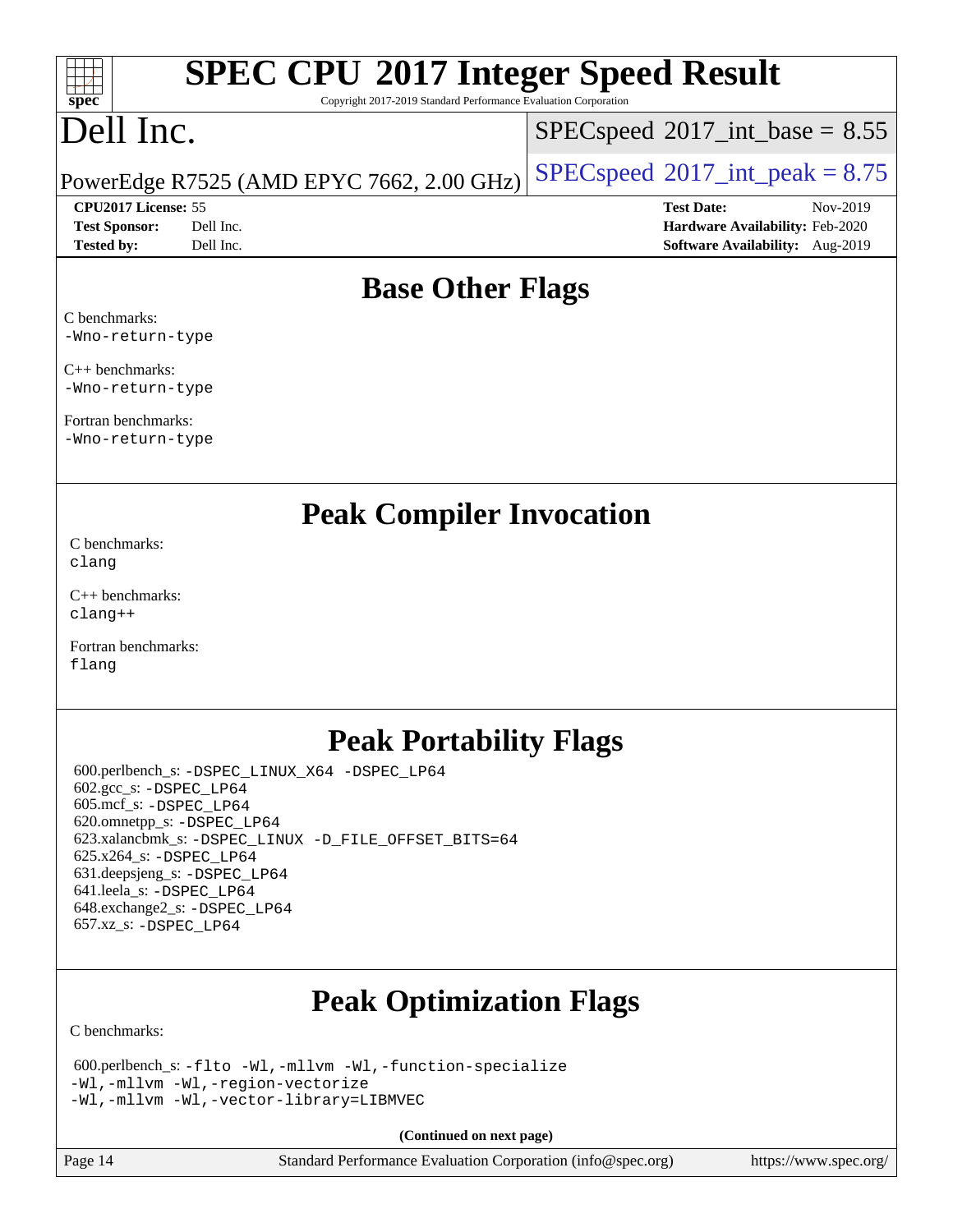## Base Other Flags

C benchmarks:
-Wno-return-type

C++ benchmarks:
-Wno-return-type

Fortran benchmarks:
-Wno-return-type

## Peak Compiler Invocation

C benchmarks:
clang

C++ benchmarks:
clang++

Fortran benchmarks:
flang

## Peak Portability Flags

600.perlbench_s: -DSPEC_LINUX_X64 -DSPEC_LP64
602.gcc_s: -DSPEC_LP64
605.mcf_s: -DSPEC_LP64
620.omnetpp_s: -DSPEC_LP64
623.xalancbmk_s: -DSPEC_LINUX -D_FILE_OFFSET_BITS=64
625.x264_s: -DSPEC_LP64
631.deepsjeng_s: -DSPEC_LP64
641.leela_s: -DSPEC_LP64
648.exchange2_s: -DSPEC_LP64
657.xz_s: -DSPEC_LP64

## Peak Optimization Flags

C benchmarks:

600.perlbench_s: -flto -Wl,-mllvm -Wl,-function-specialize
-Wl,-mllvm -Wl,-region-vectorize
-Wl,-mllvm -Wl,-vector-library=LIBMVEC

**(Continued on next page)**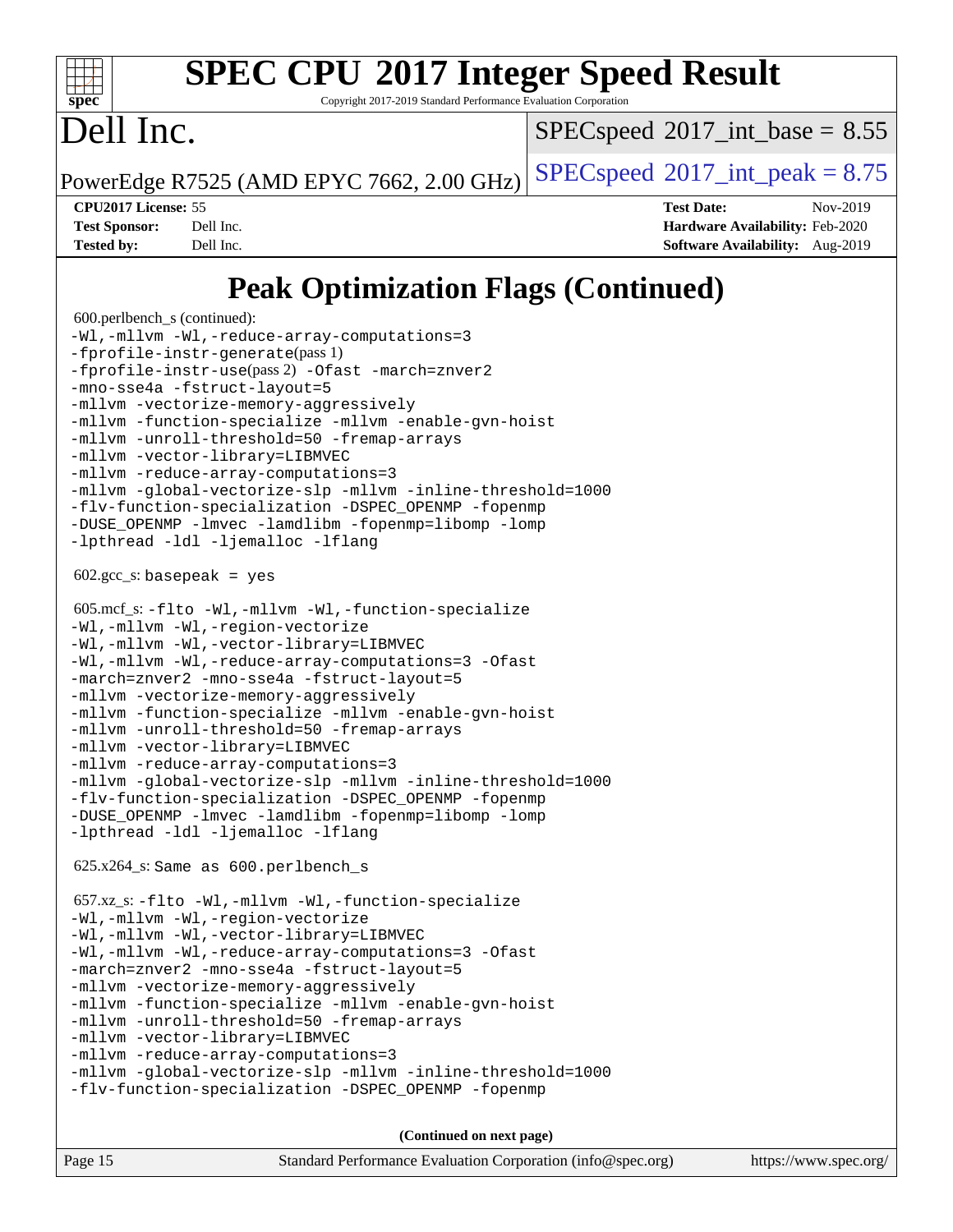# SPEC CPU 2017 Integer Speed Result

Copyright 2017-2019 Standard Performance Evaluation Corporation

# Dell Inc.

PowerEdge R7525 (AMD EPYC 7662, 2.00 GHz)

SPECspeed 2017_int_base = 8.55

SPECspeed 2017_int_peak = 8.75

| | | | |
|---|---|---|---|
| **CPU2017 License:** | 55 | **Test Date:** | Nov-2019 |
| **Test Sponsor:** | Dell Inc. | **Hardware Availability:** | Feb-2020 |
| **Tested by:** | Dell Inc. | **Software Availability:** | Aug-2019 |

## Peak Optimization Flags (Continued)

600.perlbench_s (continued):

```
-Wl,-mllvm -Wl,-reduce-array-computations=3
-fprofile-instr-generate(pass 1)
-fprofile-instr-use(pass 2) -Ofast -march=znver2
-mno-sse4a -fstruct-layout=5
-mllvm -vectorize-memory-aggressively
-mllvm -function-specialize -mllvm -enable-gvn-hoist
-mllvm -unroll-threshold=50 -fremap-arrays
-mllvm -vector-library=LIBMVEC
-mllvm -reduce-array-computations=3
-mllvm -global-vectorize-slp -mllvm -inline-threshold=1000
-flv-function-specialization -DSPEC_OPENMP -fopenmp
-DUSE_OPENMP -lmvec -lamdlibm -fopenmp=libomp -lomp
-lpthread -ldl -ljemalloc -lflang
```

602.gcc_s: `basepeak = yes`

605.mcf_s:

```
-flto -Wl,-mllvm -Wl,-function-specialize
-Wl,-mllvm -Wl,-region-vectorize
-Wl,-mllvm -Wl,-vector-library=LIBMVEC
-Wl,-mllvm -Wl,-reduce-array-computations=3 -Ofast
-march=znver2 -mno-sse4a -fstruct-layout=5
-mllvm -vectorize-memory-aggressively
-mllvm -function-specialize -mllvm -enable-gvn-hoist
-mllvm -unroll-threshold=50 -fremap-arrays
-mllvm -vector-library=LIBMVEC
-mllvm -reduce-array-computations=3
-mllvm -global-vectorize-slp -mllvm -inline-threshold=1000
-flv-function-specialization -DSPEC_OPENMP -fopenmp
-DUSE_OPENMP -lmvec -lamdlibm -fopenmp=libomp -lomp
-lpthread -ldl -ljemalloc -lflang
```

625.x264_s: `Same as 600.perlbench_s`

657.xz_s:

```
-flto -Wl,-mllvm -Wl,-function-specialize
-Wl,-mllvm -Wl,-region-vectorize
-Wl,-mllvm -Wl,-vector-library=LIBMVEC
-Wl,-mllvm -Wl,-reduce-array-computations=3 -Ofast
-march=znver2 -mno-sse4a -fstruct-layout=5
-mllvm -vectorize-memory-aggressively
-mllvm -function-specialize -mllvm -enable-gvn-hoist
-mllvm -unroll-threshold=50 -fremap-arrays
-mllvm -vector-library=LIBMVEC
-mllvm -reduce-array-computations=3
-mllvm -global-vectorize-slp -mllvm -inline-threshold=1000
-flv-function-specialization -DSPEC_OPENMP -fopenmp
```

**(Continued on next page)**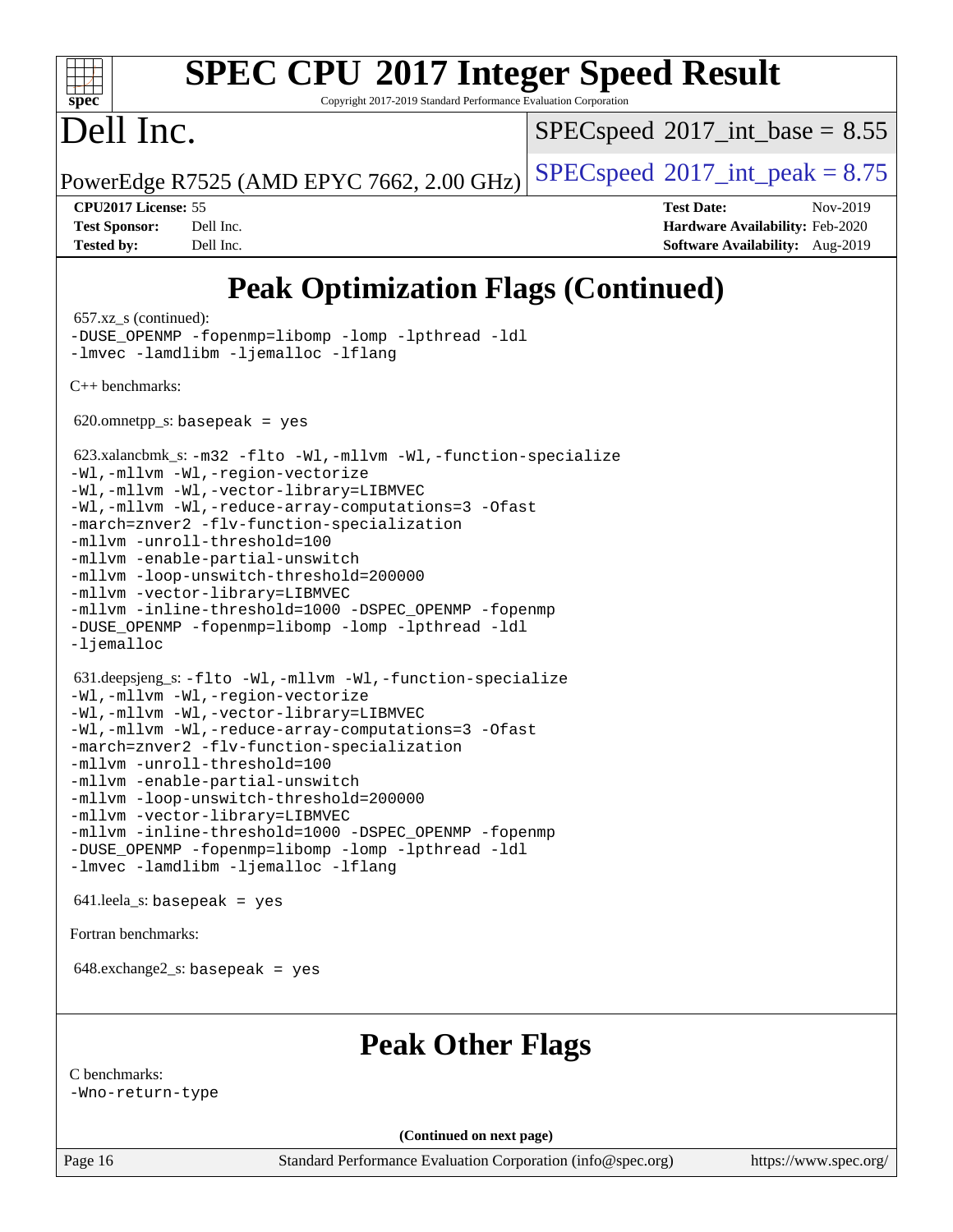# Peak Optimization Flags (Continued)

657.xz_s (continued):
-DUSE_OPENMP -fopenmp=libomp -lomp -lpthread -ldl
-lmvec -lamdlibm -ljemalloc -lflang

C++ benchmarks:

620.omnetpp_s: basepeak = yes

623.xalancbmk_s: -m32 -flto -Wl,-mllvm -Wl,-function-specialize
-Wl,-mllvm -Wl,-region-vectorize
-Wl,-mllvm -Wl,-vector-library=LIBMVEC
-Wl,-mllvm -Wl,-reduce-array-computations=3 -Ofast
-march=znver2 -flv-function-specialization
-mllvm -unroll-threshold=100
-mllvm -enable-partial-unswitch
-mllvm -loop-unswitch-threshold=200000
-mllvm -vector-library=LIBMVEC
-mllvm -inline-threshold=1000 -DSPEC_OPENMP -fopenmp
-DUSE_OPENMP -fopenmp=libomp -lomp -lpthread -ldl
-ljemalloc

631.deepsjeng_s: -flto -Wl,-mllvm -Wl,-function-specialize
-Wl,-mllvm -Wl,-region-vectorize
-Wl,-mllvm -Wl,-vector-library=LIBMVEC
-Wl,-mllvm -Wl,-reduce-array-computations=3 -Ofast
-march=znver2 -flv-function-specialization
-mllvm -unroll-threshold=100
-mllvm -enable-partial-unswitch
-mllvm -loop-unswitch-threshold=200000
-mllvm -vector-library=LIBMVEC
-mllvm -inline-threshold=1000 -DSPEC_OPENMP -fopenmp
-DUSE_OPENMP -fopenmp=libomp -lomp -lpthread -ldl
-lmvec -lamdlibm -ljemalloc -lflang

641.leela_s: basepeak = yes

Fortran benchmarks:

648.exchange2_s: basepeak = yes

# Peak Other Flags

C benchmarks:
-Wno-return-type

(Continued on next page)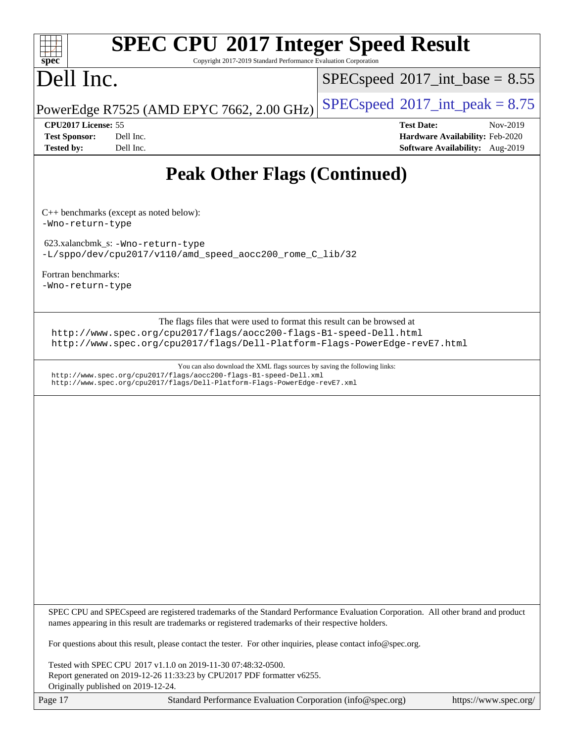# SPEC CPU 2017 Integer Speed Result

Copyright 2017-2019 Standard Performance Evaluation Corporation

# Dell Inc.

PowerEdge R7525 (AMD EPYC 7662, 2.00 GHz)

SPECspeed 2017_int_base = 8.55

SPECspeed 2017_int_peak = 8.75

**CPU2017 License:** 55
**Test Sponsor:** Dell Inc.
**Tested by:** Dell Inc.

**Test Date:** Nov-2019
**Hardware Availability:** Feb-2020
**Software Availability:** Aug-2019

## Peak Other Flags (Continued)

C++ benchmarks (except as noted below):
-Wno-return-type

623.xalancbmk_s: -Wno-return-type
-L/sppo/dev/cpu2017/v110/amd_speed_aocc200_rome_C_lib/32

Fortran benchmarks:
-Wno-return-type

The flags files that were used to format this result can be browsed at
http://www.spec.org/cpu2017/flags/aocc200-flags-B1-speed-Dell.html
http://www.spec.org/cpu2017/flags/Dell-Platform-Flags-PowerEdge-revE7.html

You can also download the XML flags sources by saving the following links:
http://www.spec.org/cpu2017/flags/aocc200-flags-B1-speed-Dell.xml
http://www.spec.org/cpu2017/flags/Dell-Platform-Flags-PowerEdge-revE7.xml

SPEC CPU and SPECspeed are registered trademarks of the Standard Performance Evaluation Corporation. All other brand and product names appearing in this result are trademarks or registered trademarks of their respective holders.

For questions about this result, please contact the tester. For other inquiries, please contact info@spec.org.

Tested with SPEC CPU 2017 v1.1.0 on 2019-11-30 07:48:32-0500.
Report generated on 2019-12-26 11:33:23 by CPU2017 PDF formatter v6255.
Originally published on 2019-12-24.